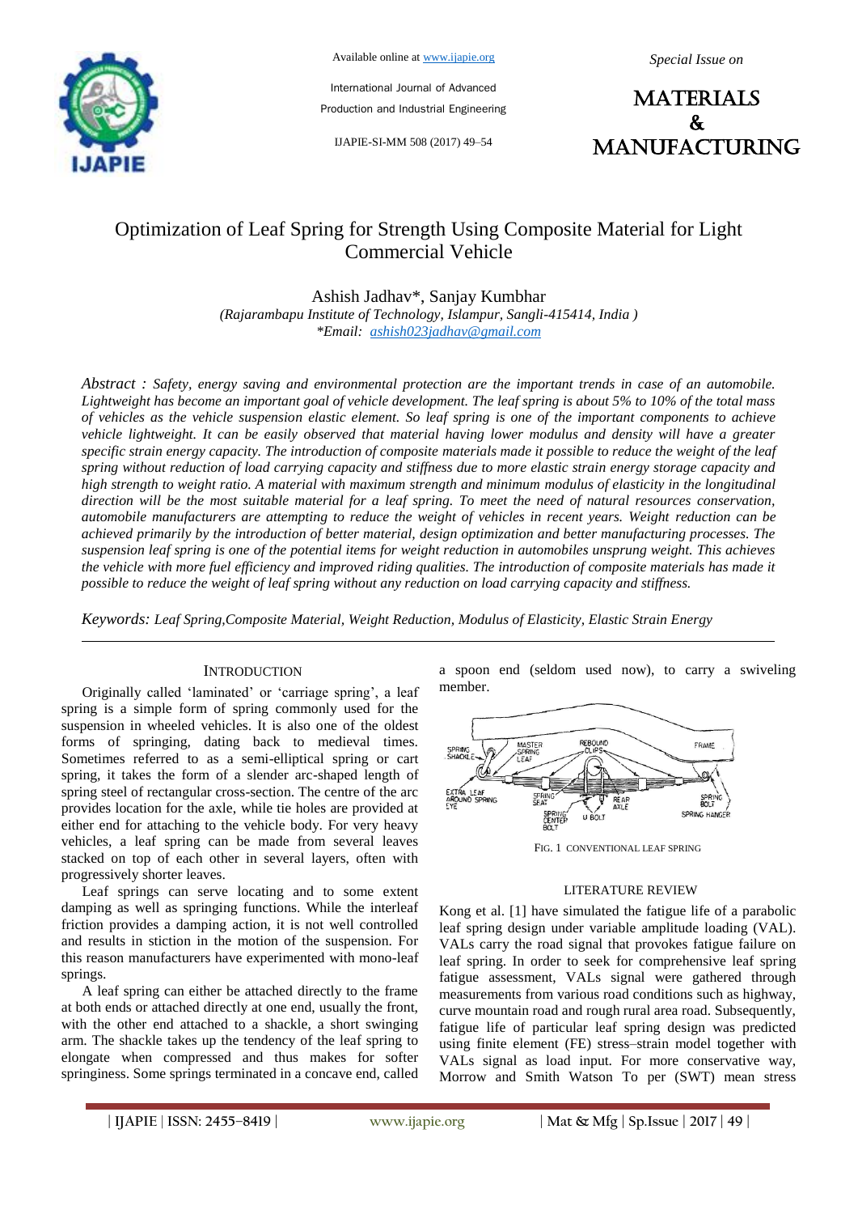Available online at www.ijapie.org

International Journal of Advanced Production and Industrial Engineering

IJAPIE-SI-MM 508 (2017) 49–54

*Special Issue on*

MATERIALS & MANUFACTURING

# Optimization of Leaf Spring for Strength Using Composite Material for Light Commercial Vehicle

Ashish Jadhav*, Sanjay Kumbhar

*(Rajarambapu Institute of Technology, Islampur, Sangli-415414, India )*

*\*Email: ashish023jadhav@gmail.com*

*Abstract : Safety, energy saving and environmental protection are the important trends in case of an automobile. Lightweight has become an important goal of vehicle development. The leaf spring is about 5% to 10% of the total mass of vehicles as the vehicle suspension elastic element. So leaf spring is one of the important components to achieve vehicle lightweight. It can be easily observed that material having lower modulus and density will have a greater specific strain energy capacity. The introduction of composite materials made it possible to reduce the weight of the leaf spring without reduction of load carrying capacity and stiffness due to more elastic strain energy storage capacity and high strength to weight ratio. A material with maximum strength and minimum modulus of elasticity in the longitudinal direction will be the most suitable material for a leaf spring. To meet the need of natural resources conservation, automobile manufacturers are attempting to reduce the weight of vehicles in recent years. Weight reduction can be achieved primarily by the introduction of better material, design optimization and better manufacturing processes. The suspension leaf spring is one of the potential items for weight reduction in automobiles unsprung weight. This achieves the vehicle with more fuel efficiency and improved riding qualities. The introduction of composite materials has made it possible to reduce the weight of leaf spring without any reduction on load carrying capacity and stiffness.*

*Keywords: Leaf Spring,Composite Material, Weight Reduction, Modulus of Elasticity, Elastic Strain Energy*

## INTRODUCTION

Originally called 'laminated' or 'carriage spring', a leaf spring is a simple form of spring commonly used for the suspension in wheeled vehicles. It is also one of the oldest forms of springing, dating back to medieval times. Sometimes referred to as a semi-elliptical spring or cart spring, it takes the form of a slender arc-shaped length of spring steel of rectangular cross-section. The centre of the arc provides location for the axle, while tie holes are provided at either end for attaching to the vehicle body. For very heavy vehicles, a leaf spring can be made from several leaves stacked on top of each other in several layers, often with progressively shorter leaves.

Leaf springs can serve locating and to some extent damping as well as springing functions. While the interleaf friction provides a damping action, it is not well controlled and results in stiction in the motion of the suspension. For this reason manufacturers have experimented with mono-leaf springs.

A leaf spring can either be attached directly to the frame at both ends or attached directly at one end, usually the front, with the other end attached to a shackle, a short swinging arm. The shackle takes up the tendency of the leaf spring to elongate when compressed and thus makes for softer springiness. Some springs terminated in a concave end, called a spoon end (seldom used now), to carry a swiveling member.

FIG. 1 CONVENTIONAL LEAF SPRING

## LITERATURE REVIEW

Kong et al. [1] have simulated the fatigue life of a parabolic leaf spring design under variable amplitude loading (VAL). VALs carry the road signal that provokes fatigue failure on leaf spring. In order to seek for comprehensive leaf spring fatigue assessment, VALs signal were gathered through measurements from various road conditions such as highway, curve mountain road and rough rural area road. Subsequently, fatigue life of particular leaf spring design was predicted using finite element (FE) stress–strain model together with VALs signal as load input. For more conservative way, Morrow and Smith Watson To per (SWT) mean stress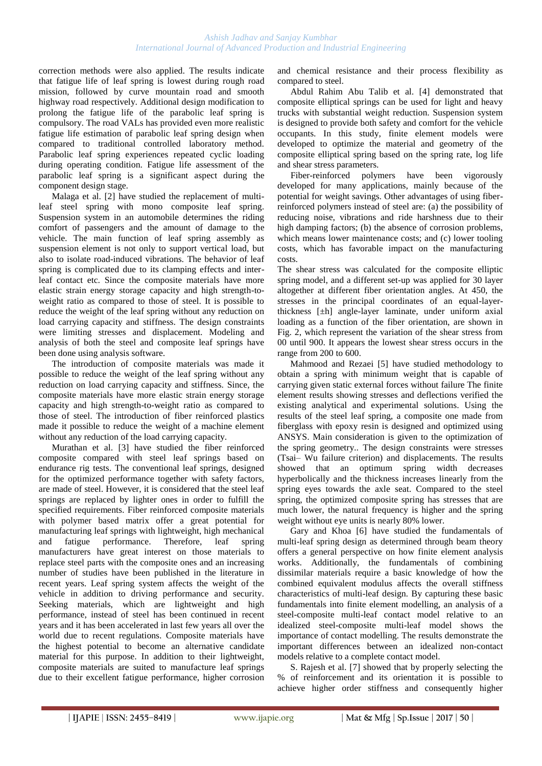correction methods were also applied. The results indicate that fatigue life of leaf spring is lowest during rough road mission, followed by curve mountain road and smooth highway road respectively. Additional design modification to prolong the fatigue life of the parabolic leaf spring is compulsory. The road VALs has provided even more realistic fatigue life estimation of parabolic leaf spring design when compared to traditional controlled laboratory method. Parabolic leaf spring experiences repeated cyclic loading during operating condition. Fatigue life assessment of the parabolic leaf spring is a significant aspect during the component design stage.

Malaga et al. [2] have studied the replacement of multi-leaf steel spring with mono composite leaf spring. Suspension system in an automobile determines the riding comfort of passengers and the amount of damage to the vehicle. The main function of leaf spring assembly as suspension element is not only to support vertical load, but also to isolate road-induced vibrations. The behavior of leaf spring is complicated due to its clamping effects and inter-leaf contact etc. Since the composite materials have more elastic strain energy storage capacity and high strength-to-weight ratio as compared to those of steel. It is possible to reduce the weight of the leaf spring without any reduction on load carrying capacity and stiffness. The design constraints were limiting stresses and displacement. Modeling and analysis of both the steel and composite leaf springs have been done using analysis software.

The introduction of composite materials was made it possible to reduce the weight of the leaf spring without any reduction on load carrying capacity and stiffness. Since, the composite materials have more elastic strain energy storage capacity and high strength-to-weight ratio as compared to those of steel. The introduction of fiber reinforced plastics made it possible to reduce the weight of a machine element without any reduction of the load carrying capacity.

Murathan et al. [3] have studied the fiber reinforced composite compared with steel leaf springs based on endurance rig tests. The conventional leaf springs, designed for the optimized performance together with safety factors, are made of steel. However, it is considered that the steel leaf springs are replaced by lighter ones in order to fulfill the specified requirements. Fiber reinforced composite materials with polymer based matrix offer a great potential for manufacturing leaf springs with lightweight, high mechanical and fatigue performance. Therefore, leaf spring manufacturers have great interest on those materials to replace steel parts with the composite ones and an increasing number of studies have been published in the literature in recent years. Leaf spring system affects the weight of the vehicle in addition to driving performance and security. Seeking materials, which are lightweight and high performance, instead of steel has been continued in recent years and it has been accelerated in last few years all over the world due to recent regulations. Composite materials have the highest potential to become an alternative candidate material for this purpose. In addition to their lightweight, composite materials are suited to manufacture leaf springs due to their excellent fatigue performance, higher corrosion and chemical resistance and their process flexibility as compared to steel.

Abdul Rahim Abu Talib et al. [4] demonstrated that composite elliptical springs can be used for light and heavy trucks with substantial weight reduction. Suspension system is designed to provide both safety and comfort for the vehicle occupants. In this study, finite element models were developed to optimize the material and geometry of the composite elliptical spring based on the spring rate, log life and shear stress parameters.

Fiber-reinforced polymers have been vigorously developed for many applications, mainly because of the potential for weight savings. Other advantages of using fiber-reinforced polymers instead of steel are: (a) the possibility of reducing noise, vibrations and ride harshness due to their high damping factors; (b) the absence of corrosion problems, which means lower maintenance costs; and (c) lower tooling costs, which has favorable impact on the manufacturing costs.

The shear stress was calculated for the composite elliptic spring model, and a different set-up was applied for 30 layer altogether at different fiber orientation angles. At 450, the stresses in the principal coordinates of an equal-layer-thickness [±h] angle-layer laminate, under uniform axial loading as a function of the fiber orientation, are shown in Fig. 2, which represent the variation of the shear stress from 00 until 900. It appears the lowest shear stress occurs in the range from 200 to 600.

Mahmood and Rezaei [5] have studied methodology to obtain a spring with minimum weight that is capable of carrying given static external forces without failure The finite element results showing stresses and deflections verified the existing analytical and experimental solutions. Using the results of the steel leaf spring, a composite one made from fiberglass with epoxy resin is designed and optimized using ANSYS. Main consideration is given to the optimization of the spring geometry.. The design constraints were stresses (Tsai– Wu failure criterion) and displacements. The results showed that an optimum spring width decreases hyperbolically and the thickness increases linearly from the spring eyes towards the axle seat. Compared to the steel spring, the optimized composite spring has stresses that are much lower, the natural frequency is higher and the spring weight without eye units is nearly 80% lower.

Gary and Khoa [6] have studied the fundamentals of multi-leaf spring design as determined through beam theory offers a general perspective on how finite element analysis works. Additionally, the fundamentals of combining dissimilar materials require a basic knowledge of how the combined equivalent modulus affects the overall stiffness characteristics of multi-leaf design. By capturing these basic fundamentals into finite element modelling, an analysis of a steel-composite multi-leaf contact model relative to an idealized steel-composite multi-leaf model shows the importance of contact modelling. The results demonstrate the important differences between an idealized non-contact models relative to a complete contact model.

S. Rajesh et al. [7] showed that by properly selecting the % of reinforcement and its orientation it is possible to achieve higher order stiffness and consequently higher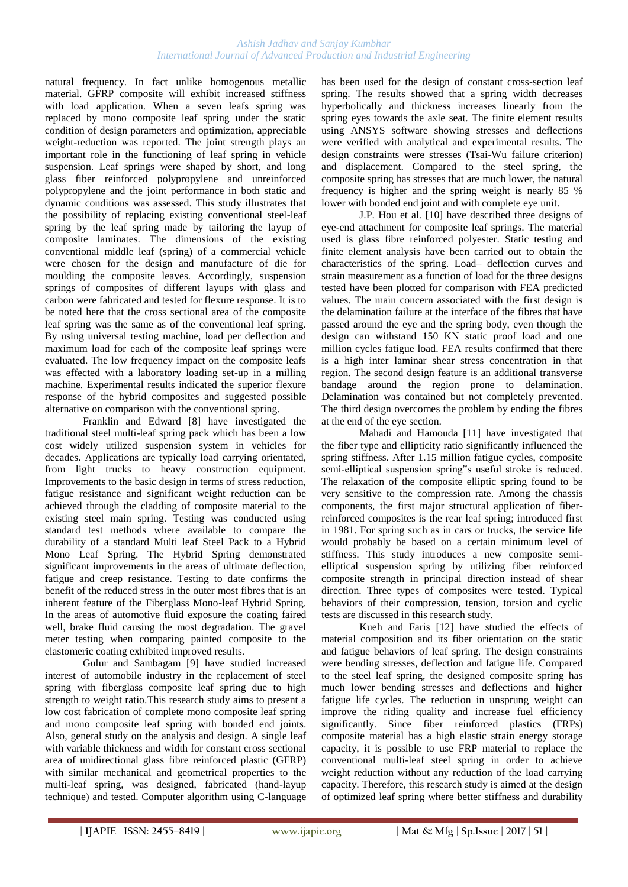natural frequency. In fact unlike homogenous metallic material. GFRP composite will exhibit increased stiffness with load application. When a seven leafs spring was replaced by mono composite leaf spring under the static condition of design parameters and optimization, appreciable weight-reduction was reported. The joint strength plays an important role in the functioning of leaf spring in vehicle suspension. Leaf springs were shaped by short, and long glass fiber reinforced polypropylene and unreinforced polypropylene and the joint performance in both static and dynamic conditions was assessed. This study illustrates that the possibility of replacing existing conventional steel-leaf spring by the leaf spring made by tailoring the layup of composite laminates. The dimensions of the existing conventional middle leaf (spring) of a commercial vehicle were chosen for the design and manufacture of die for moulding the composite leaves. Accordingly, suspension springs of composites of different layups with glass and carbon were fabricated and tested for flexure response. It is to be noted here that the cross sectional area of the composite leaf spring was the same as of the conventional leaf spring. By using universal testing machine, load per deflection and maximum load for each of the composite leaf springs were evaluated. The low frequency impact on the composite leafs was effected with a laboratory loading set-up in a milling machine. Experimental results indicated the superior flexure response of the hybrid composites and suggested possible alternative on comparison with the conventional spring.

Franklin and Edward [8] have investigated the traditional steel multi-leaf spring pack which has been a low cost widely utilized suspension system in vehicles for decades. Applications are typically load carrying orientated, from light trucks to heavy construction equipment. Improvements to the basic design in terms of stress reduction, fatigue resistance and significant weight reduction can be achieved through the cladding of composite material to the existing steel main spring. Testing was conducted using standard test methods where available to compare the durability of a standard Multi leaf Steel Pack to a Hybrid Mono Leaf Spring. The Hybrid Spring demonstrated significant improvements in the areas of ultimate deflection, fatigue and creep resistance. Testing to date confirms the benefit of the reduced stress in the outer most fibres that is an inherent feature of the Fiberglass Mono-leaf Hybrid Spring. In the areas of automotive fluid exposure the coating faired well, brake fluid causing the most degradation. The gravel meter testing when comparing painted composite to the elastomeric coating exhibited improved results.

Gulur and Sambagam [9] have studied increased interest of automobile industry in the replacement of steel spring with fiberglass composite leaf spring due to high strength to weight ratio.This research study aims to present a low cost fabrication of complete mono composite leaf spring and mono composite leaf spring with bonded end joints. Also, general study on the analysis and design. A single leaf with variable thickness and width for constant cross sectional area of unidirectional glass fibre reinforced plastic (GFRP) with similar mechanical and geometrical properties to the multi-leaf spring, was designed, fabricated (hand-layup technique) and tested. Computer algorithm using C-language has been used for the design of constant cross-section leaf spring. The results showed that a spring width decreases hyperbolically and thickness increases linearly from the spring eyes towards the axle seat. The finite element results using ANSYS software showing stresses and deflections were verified with analytical and experimental results. The design constraints were stresses (Tsai-Wu failure criterion) and displacement. Compared to the steel spring, the composite spring has stresses that are much lower, the natural frequency is higher and the spring weight is nearly 85 % lower with bonded end joint and with complete eye unit.

J.P. Hou et al. [10] have described three designs of eye-end attachment for composite leaf springs. The material used is glass fibre reinforced polyester. Static testing and finite element analysis have been carried out to obtain the characteristics of the spring. Load– deflection curves and strain measurement as a function of load for the three designs tested have been plotted for comparison with FEA predicted values. The main concern associated with the first design is the delamination failure at the interface of the fibres that have passed around the eye and the spring body, even though the design can withstand 150 KN static proof load and one million cycles fatigue load. FEA results confirmed that there is a high inter laminar shear stress concentration in that region. The second design feature is an additional transverse bandage around the region prone to delamination. Delamination was contained but not completely prevented. The third design overcomes the problem by ending the fibres at the end of the eye section.

Mahadi and Hamouda [11] have investigated that the fiber type and ellipticity ratio significantly influenced the spring stiffness. After 1.15 million fatigue cycles, composite semi-elliptical suspension spring"s useful stroke is reduced. The relaxation of the composite elliptic spring found to be very sensitive to the compression rate. Among the chassis components, the first major structural application of fiber-reinforced composites is the rear leaf spring; introduced first in 1981. For spring such as in cars or trucks, the service life would probably be based on a certain minimum level of stiffness. This study introduces a new composite semi-elliptical suspension spring by utilizing fiber reinforced composite strength in principal direction instead of shear direction. Three types of composites were tested. Typical behaviors of their compression, tension, torsion and cyclic tests are discussed in this research study.

Kueh and Faris [12] have studied the effects of material composition and its fiber orientation on the static and fatigue behaviors of leaf spring. The design constraints were bending stresses, deflection and fatigue life. Compared to the steel leaf spring, the designed composite spring has much lower bending stresses and deflections and higher fatigue life cycles. The reduction in unsprung weight can improve the riding quality and increase fuel efficiency significantly. Since fiber reinforced plastics (FRPs) composite material has a high elastic strain energy storage capacity, it is possible to use FRP material to replace the conventional multi-leaf steel spring in order to achieve weight reduction without any reduction of the load carrying capacity. Therefore, this research study is aimed at the design of optimized leaf spring where better stiffness and durability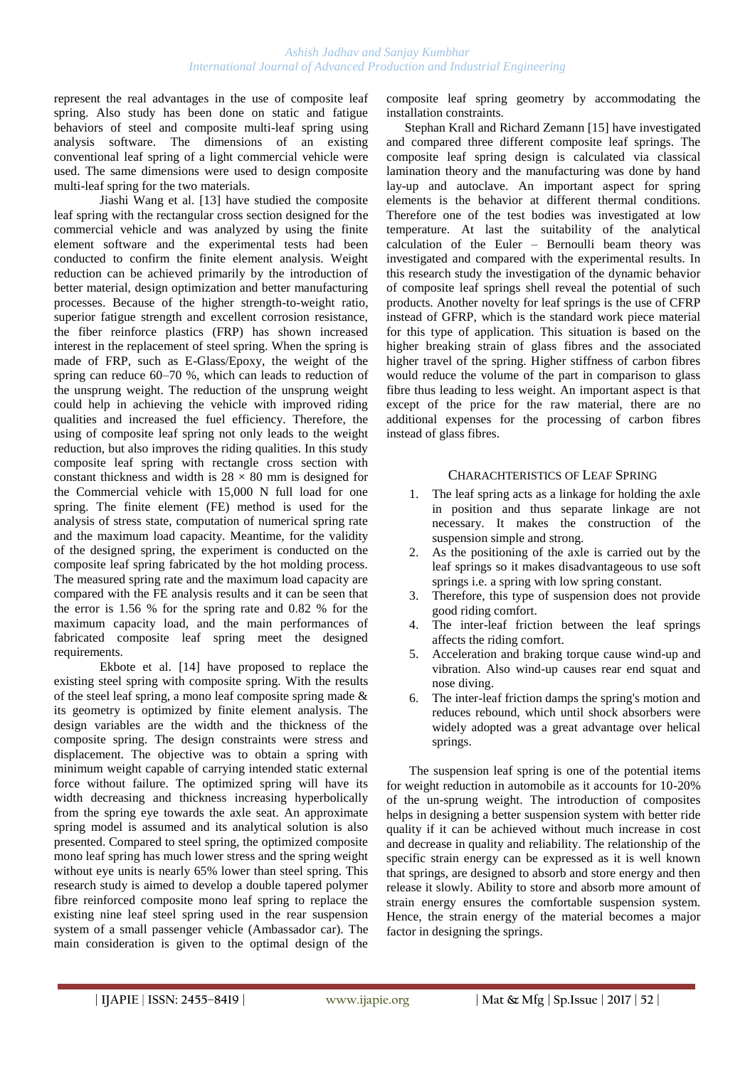represent the real advantages in the use of composite leaf spring. Also study has been done on static and fatigue behaviors of steel and composite multi-leaf spring using analysis software. The dimensions of an existing conventional leaf spring of a light commercial vehicle were used. The same dimensions were used to design composite multi-leaf spring for the two materials.

Jiashi Wang et al. [13] have studied the composite leaf spring with the rectangular cross section designed for the commercial vehicle and was analyzed by using the finite element software and the experimental tests had been conducted to confirm the finite element analysis. Weight reduction can be achieved primarily by the introduction of better material, design optimization and better manufacturing processes. Because of the higher strength-to-weight ratio, superior fatigue strength and excellent corrosion resistance, the fiber reinforce plastics (FRP) has shown increased interest in the replacement of steel spring. When the spring is made of FRP, such as E-Glass/Epoxy, the weight of the spring can reduce 60–70 %, which can leads to reduction of the unsprung weight. The reduction of the unsprung weight could help in achieving the vehicle with improved riding qualities and increased the fuel efficiency. Therefore, the using of composite leaf spring not only leads to the weight reduction, but also improves the riding qualities. In this study composite leaf spring with rectangle cross section with constant thickness and width is $28 \times 80$ mm is designed for the Commercial vehicle with 15,000 N full load for one spring. The finite element (FE) method is used for the analysis of stress state, computation of numerical spring rate and the maximum load capacity. Meantime, for the validity of the designed spring, the experiment is conducted on the composite leaf spring fabricated by the hot molding process. The measured spring rate and the maximum load capacity are compared with the FE analysis results and it can be seen that the error is 1.56 % for the spring rate and 0.82 % for the maximum capacity load, and the main performances of fabricated composite leaf spring meet the designed requirements.

Ekbote et al. [14] have proposed to replace the existing steel spring with composite spring. With the results of the steel leaf spring, a mono leaf composite spring made & its geometry is optimized by finite element analysis. The design variables are the width and the thickness of the composite spring. The design constraints were stress and displacement. The objective was to obtain a spring with minimum weight capable of carrying intended static external force without failure. The optimized spring will have its width decreasing and thickness increasing hyperbolically from the spring eye towards the axle seat. An approximate spring model is assumed and its analytical solution is also presented. Compared to steel spring, the optimized composite mono leaf spring has much lower stress and the spring weight without eye units is nearly 65% lower than steel spring. This research study is aimed to develop a double tapered polymer fibre reinforced composite mono leaf spring to replace the existing nine leaf steel spring used in the rear suspension system of a small passenger vehicle (Ambassador car). The main consideration is given to the optimal design of the composite leaf spring geometry by accommodating the installation constraints.

Stephan Krall and Richard Zemann [15] have investigated and compared three different composite leaf springs. The composite leaf spring design is calculated via classical lamination theory and the manufacturing was done by hand lay-up and autoclave. An important aspect for spring elements is the behavior at different thermal conditions. Therefore one of the test bodies was investigated at low temperature. At last the suitability of the analytical calculation of the Euler – Bernoulli beam theory was investigated and compared with the experimental results. In this research study the investigation of the dynamic behavior of composite leaf springs shell reveal the potential of such products. Another novelty for leaf springs is the use of CFRP instead of GFRP, which is the standard work piece material for this type of application. This situation is based on the higher breaking strain of glass fibres and the associated higher travel of the spring. Higher stiffness of carbon fibres would reduce the volume of the part in comparison to glass fibre thus leading to less weight. An important aspect is that except of the price for the raw material, there are no additional expenses for the processing of carbon fibres instead of glass fibres.

## CHARACHTERISTICS OF LEAF SPRING

1. The leaf spring acts as a linkage for holding the axle in position and thus separate linkage are not necessary. It makes the construction of the suspension simple and strong.
2. As the positioning of the axle is carried out by the leaf springs so it makes disadvantageous to use soft springs i.e. a spring with low spring constant.
3. Therefore, this type of suspension does not provide good riding comfort.
4. The inter-leaf friction between the leaf springs affects the riding comfort.
5. Acceleration and braking torque cause wind-up and vibration. Also wind-up causes rear end squat and nose diving.
6. The inter-leaf friction damps the spring's motion and reduces rebound, which until shock absorbers were widely adopted was a great advantage over helical springs.

The suspension leaf spring is one of the potential items for weight reduction in automobile as it accounts for 10-20% of the un-sprung weight. The introduction of composites helps in designing a better suspension system with better ride quality if it can be achieved without much increase in cost and decrease in quality and reliability. The relationship of the specific strain energy can be expressed as it is well known that springs, are designed to absorb and store energy and then release it slowly. Ability to store and absorb more amount of strain energy ensures the comfortable suspension system. Hence, the strain energy of the material becomes a major factor in designing the springs.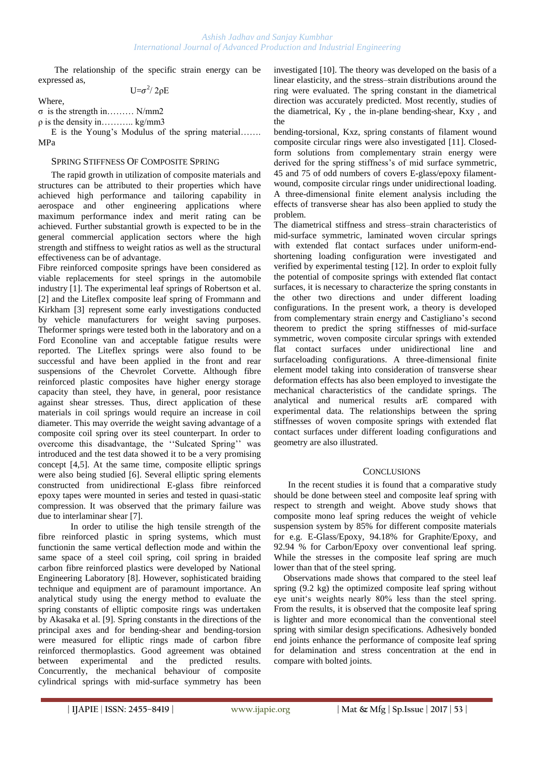The relationship of the specific strain energy can be expressed as,

$$U=\sigma^2/ 2\rho E$$

Where,

σ is the strength in……… N/mm2

ρ is the density in……….. kg/mm3

E is the Young's Modulus of the spring material……. MPa

## SPRING STIFFNESS OF COMPOSITE SPRING

The rapid growth in utilization of composite materials and structures can be attributed to their properties which have achieved high performance and tailoring capability in aerospace and other engineering applications where maximum performance index and merit rating can be achieved. Further substantial growth is expected to be in the general commercial application sectors where the high strength and stiffness to weight ratios as well as the structural effectiveness can be of advantage.

Fibre reinforced composite springs have been considered as viable replacements for steel springs in the automobile industry [1]. The experimental leaf springs of Robertson et al. [2] and the Liteflex composite leaf spring of Frommann and Kirkham [3] represent some early investigations conducted by vehicle manufacturers for weight saving purposes. Theformer springs were tested both in the laboratory and on a Ford Econoline van and acceptable fatigue results were reported. The Liteflex springs were also found to be successful and have been applied in the front and rear suspensions of the Chevrolet Corvette. Although fibre reinforced plastic composites have higher energy storage capacity than steel, they have, in general, poor resistance against shear stresses. Thus, direct application of these materials in coil springs would require an increase in coil diameter. This may override the weight saving advantage of a composite coil spring over its steel counterpart. In order to overcome this disadvantage, the ''Sulcated Spring'' was introduced and the test data showed it to be a very promising concept [4,5]. At the same time, composite elliptic springs were also being studied [6]. Several elliptic spring elements constructed from unidirectional E-glass fibre reinforced epoxy tapes were mounted in series and tested in quasi-static compression. It was observed that the primary failure was due to interlaminar shear [7].

In order to utilise the high tensile strength of the fibre reinforced plastic in spring systems, which must functionin the same vertical deflection mode and within the same space of a steel coil spring, coil spring in braided carbon fibre reinforced plastics were developed by National Engineering Laboratory [8]. However, sophisticated braiding technique and equipment are of paramount importance. An analytical study using the energy method to evaluate the spring constants of elliptic composite rings was undertaken by Akasaka et al. [9]. Spring constants in the directions of the principal axes and for bending-shear and bending-torsion were measured for elliptic rings made of carbon fibre reinforced thermoplastics. Good agreement was obtained between experimental and the predicted results. Concurrently, the mechanical behaviour of composite cylindrical springs with mid-surface symmetry has been investigated [10]. The theory was developed on the basis of a linear elasticity, and the stress–strain distributions around the ring were evaluated. The spring constant in the diametrical direction was accurately predicted. Most recently, studies of the diametrical, Ky , the in-plane bending-shear, Kxy , and the bending-torsional, Kxz, spring constants of filament wound composite circular rings were also investigated [11]. Closed-form solutions from complementary strain energy were derived for the spring stiffness's of mid surface symmetric, 45 and 75 of odd numbers of covers E-glass/epoxy filament-wound, composite circular rings under unidirectional loading. A three-dimensional finite element analysis including the effects of transverse shear has also been applied to study the problem.

The diametrical stiffness and stress–strain characteristics of mid-surface symmetric, laminated woven circular springs with extended flat contact surfaces under uniform-end-shortening loading configuration were investigated and verified by experimental testing [12]. In order to exploit fully the potential of composite springs with extended flat contact surfaces, it is necessary to characterize the spring constants in the other two directions and under different loading configurations. In the present work, a theory is developed from complementary strain energy and Castigliano's second theorem to predict the spring stiffnesses of mid-surface symmetric, woven composite circular springs with extended flat contact surfaces under unidirectional line and surfaceloading configurations. A three-dimensional finite element model taking into consideration of transverse shear deformation effects has also been employed to investigate the mechanical characteristics of the candidate springs. The analytical and numerical results arE compared with experimental data. The relationships between the spring stiffnesses of woven composite springs with extended flat contact surfaces under different loading configurations and geometry are also illustrated.

## CONCLUSIONS

In the recent studies it is found that a comparative study should be done between steel and composite leaf spring with respect to strength and weight. Above study shows that composite mono leaf spring reduces the weight of vehicle suspension system by 85% for different composite materials for e.g. E-Glass/Epoxy, 94.18% for Graphite/Epoxy, and 92.94 % for Carbon/Epoxy over conventional leaf spring. While the stresses in the composite leaf spring are much lower than that of the steel spring.

Observations made shows that compared to the steel leaf spring (9.2 kg) the optimized composite leaf spring without eye unit's weights nearly 80% less than the steel spring. From the results, it is observed that the composite leaf spring is lighter and more economical than the conventional steel spring with similar design specifications. Adhesively bonded end joints enhance the performance of composite leaf spring for delamination and stress concentration at the end in compare with bolted joints.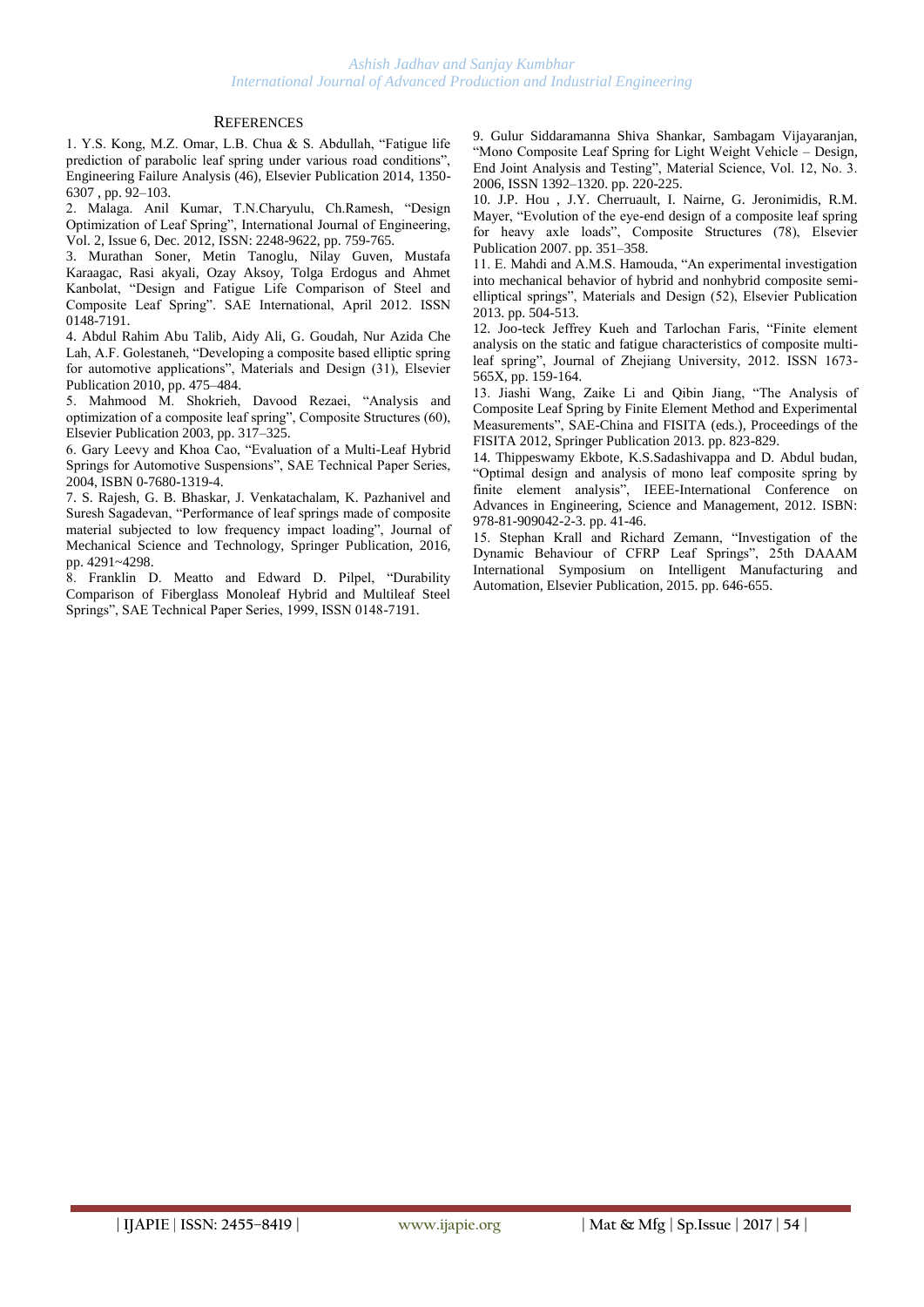## REFERENCES

1. Y.S. Kong, M.Z. Omar, L.B. Chua & S. Abdullah, "Fatigue life prediction of parabolic leaf spring under various road conditions", Engineering Failure Analysis (46), Elsevier Publication 2014, 1350-6307 , pp. 92–103.
2. Malaga. Anil Kumar, T.N.Charyulu, Ch.Ramesh, "Design Optimization of Leaf Spring", International Journal of Engineering, Vol. 2, Issue 6, Dec. 2012, ISSN: 2248-9622, pp. 759-765.
3. Murathan Soner, Metin Tanoglu, Nilay Guven, Mustafa Karaagac, Rasi akyali, Ozay Aksoy, Tolga Erdogus and Ahmet Kanbolat, "Design and Fatigue Life Comparison of Steel and Composite Leaf Spring". SAE International, April 2012. ISSN 0148-7191.
4. Abdul Rahim Abu Talib, Aidy Ali, G. Goudah, Nur Azida Che Lah, A.F. Golestaneh, "Developing a composite based elliptic spring for automotive applications", Materials and Design (31), Elsevier Publication 2010, pp. 475–484.
5. Mahmood M. Shokrieh, Davood Rezaei, "Analysis and optimization of a composite leaf spring", Composite Structures (60), Elsevier Publication 2003, pp. 317–325.
6. Gary Leevy and Khoa Cao, "Evaluation of a Multi-Leaf Hybrid Springs for Automotive Suspensions", SAE Technical Paper Series, 2004, ISBN 0-7680-1319-4.
7. S. Rajesh, G. B. Bhaskar, J. Venkatachalam, K. Pazhanivel and Suresh Sagadevan, "Performance of leaf springs made of composite material subjected to low frequency impact loading", Journal of Mechanical Science and Technology, Springer Publication, 2016, pp. 4291~4298.
8. Franklin D. Meatto and Edward D. Pilpel, "Durability Comparison of Fiberglass Monoleaf Hybrid and Multileaf Steel Springs", SAE Technical Paper Series, 1999, ISSN 0148-7191.
9. Gulur Siddaramanna Shiva Shankar, Sambagam Vijayaranjan, "Mono Composite Leaf Spring for Light Weight Vehicle – Design, End Joint Analysis and Testing", Material Science, Vol. 12, No. 3. 2006, ISSN 1392–1320. pp. 220-225.
10. J.P. Hou , J.Y. Cherruault, I. Nairne, G. Jeronimidis, R.M. Mayer, "Evolution of the eye-end design of a composite leaf spring for heavy axle loads", Composite Structures (78), Elsevier Publication 2007. pp. 351–358.
11. E. Mahdi and A.M.S. Hamouda, "An experimental investigation into mechanical behavior of hybrid and nonhybrid composite semi-elliptical springs", Materials and Design (52), Elsevier Publication 2013. pp. 504-513.
12. Joo-teck Jeffrey Kueh and Tarlochan Faris, "Finite element analysis on the static and fatigue characteristics of composite multi-leaf spring", Journal of Zhejiang University, 2012. ISSN 1673-565X, pp. 159-164.
13. Jiashi Wang, Zaike Li and Qibin Jiang, "The Analysis of Composite Leaf Spring by Finite Element Method and Experimental Measurements", SAE-China and FISITA (eds.), Proceedings of the FISITA 2012, Springer Publication 2013. pp. 823-829.
14. Thippeswamy Ekbote, K.S.Sadashivappa and D. Abdul budan, "Optimal design and analysis of mono leaf composite spring by finite element analysis", IEEE-International Conference on Advances in Engineering, Science and Management, 2012. ISBN: 978-81-909042-2-3. pp. 41-46.
15. Stephan Krall and Richard Zemann, "Investigation of the Dynamic Behaviour of CFRP Leaf Springs", 25th DAAAM International Symposium on Intelligent Manufacturing and Automation, Elsevier Publication, 2015. pp. 646-655.